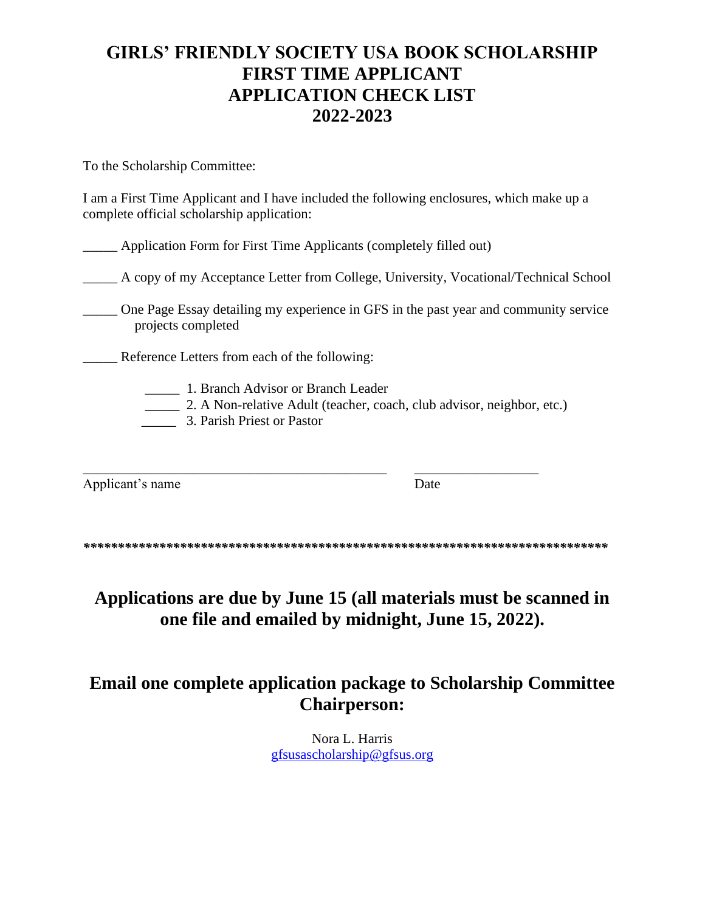# GIRLS' FRIENDLY SOCIETY USA BOOK SCHOLARSHIP
# FIRST TIME APPLICANT
# APPLICATION CHECK LIST
# 2022-2023

To the Scholarship Committee:

I am a First Time Applicant and I have included the following enclosures, which make up a complete official scholarship application:

_____ Application Form for First Time Applicants (completely filled out)

_____ A copy of my Acceptance Letter from College, University, Vocational/Technical School

_____ One Page Essay detailing my experience in GFS in the past year and community service projects completed

_____ Reference Letters from each of the following:

- _____ 1. Branch Advisor or Branch Leader
- _____ 2. A Non-relative Adult (teacher, coach, club advisor, neighbor, etc.)
- _____ 3. Parish Priest or Pastor

_____________________________________________ __________________

Applicant's name Date

****************************************************************************

**Applications are due by June 15 (all materials must be scanned in one file and emailed by midnight, June 15, 2022).**

**Email one complete application package to Scholarship Committee Chairperson:**

Nora L. Harris
gfsusascholarship@gfsus.org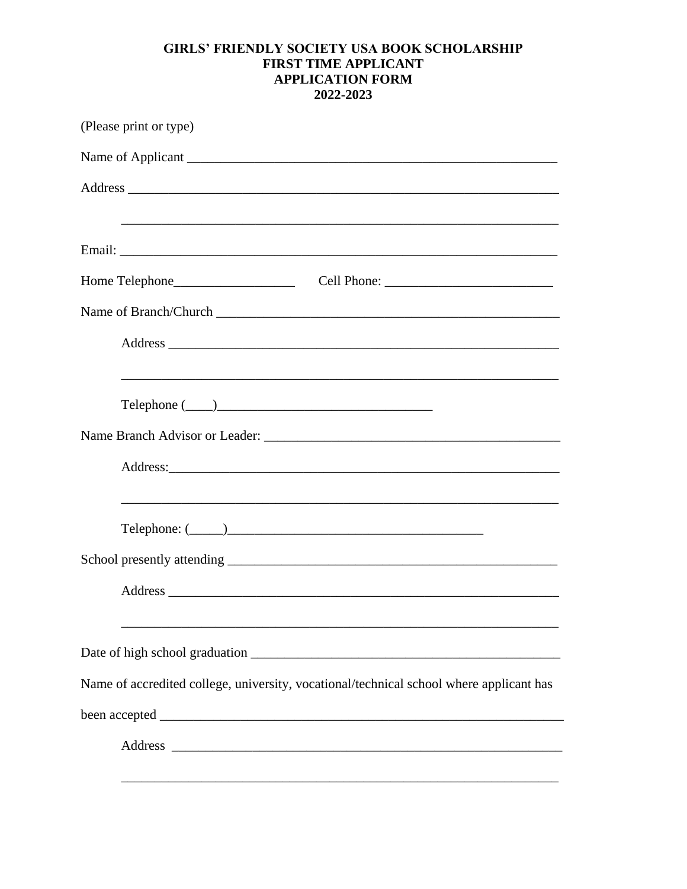**GIRLS' FRIENDLY SOCIETY USA BOOK SCHOLARSHIP**
**FIRST TIME APPLICANT**
**APPLICATION FORM**
**2022-2023**

(Please print or type)

Name of Applicant ____________________________________________________

Address ____________________________________________________________

____________________________________________________________

Email: _____________________________________________________________

Home Telephone_________________ Cell Phone: _______________________

Name of Branch/Church ________________________________________________

Address ______________________________________________________

______________________________________________________

Telephone (____)_____________________________

Name Branch Advisor or Leader: ________________________________________

Address:______________________________________________________

______________________________________________________

Telephone: (_____)___________________________________

School presently attending ______________________________________________

Address ______________________________________________________

______________________________________________________

Date of high school graduation ___________________________________________

Name of accredited college, university, vocational/technical school where applicant has

been accepted __________________________________________________________

Address ______________________________________________________

______________________________________________________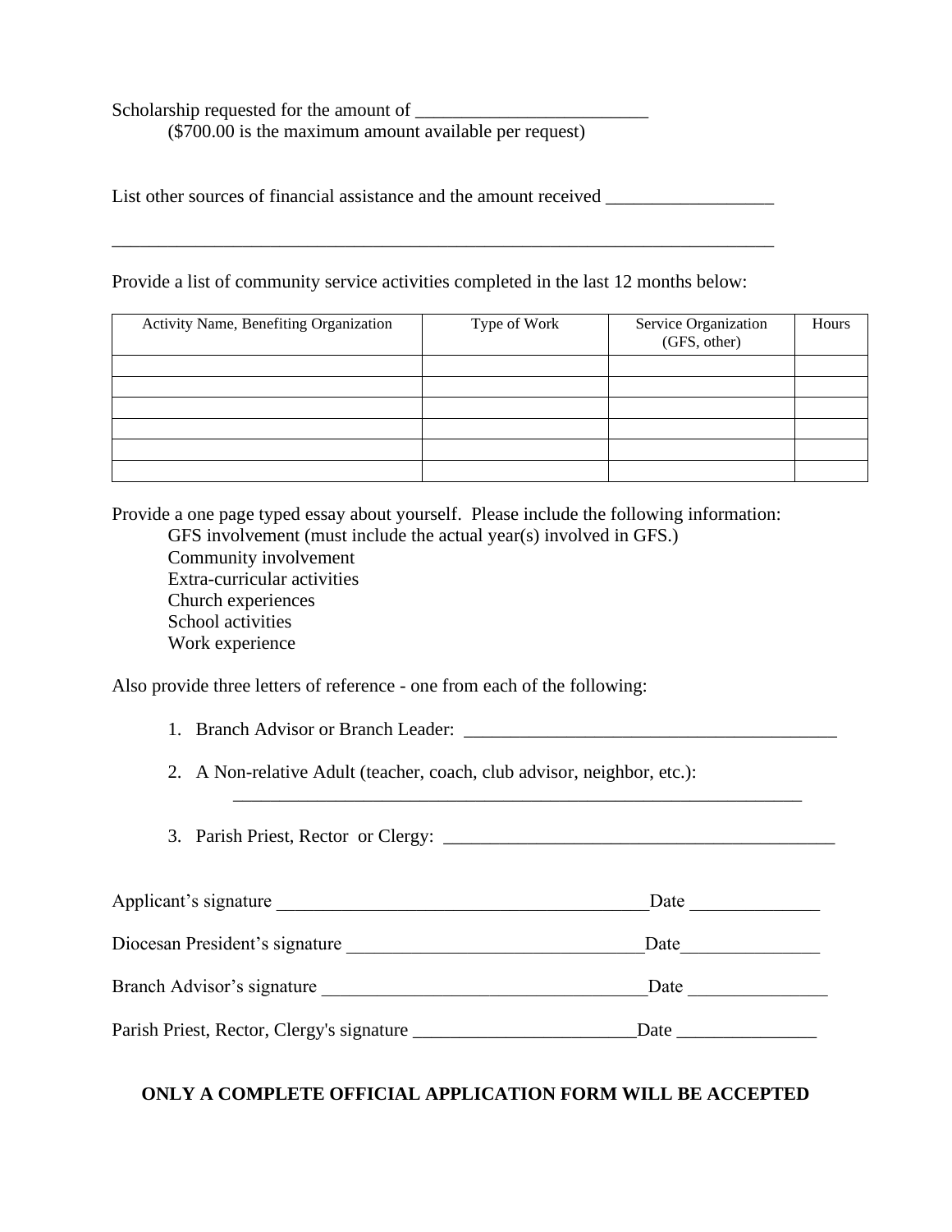Scholarship requested for the amount of ________________________

($700.00 is the maximum amount available per request)

List other sources of financial assistance and the amount received _________________

______________________________________________________________________

Provide a list of community service activities completed in the last 12 months below:

| Activity Name, Benefiting Organization | Type of Work | Service Organization (GFS, other) | Hours |
|---|---|---|---|
| | | | |
| | | | |
| | | | |
| | | | |
| | | | |
| | | | |

Provide a one page typed essay about yourself. Please include the following information:

- GFS involvement (must include the actual year(s) involved in GFS.)
- Community involvement
- Extra-curricular activities
- Church experiences
- School activities
- Work experience

Also provide three letters of reference - one from each of the following:

1. Branch Advisor or Branch Leader: ______________________________________
2. A Non-relative Adult (teacher, coach, club advisor, neighbor, etc.):
   ____________________________________________________________
3. Parish Priest, Rector or Clergy: ________________________________________

Applicant's signature _______________________________________Date _____________

Diocesan President's signature ______________________________Date______________

Branch Advisor's signature __________________________________Date ______________

Parish Priest, Rector, Clergy's signature _______________________Date ______________

**ONLY A COMPLETE OFFICIAL APPLICATION FORM WILL BE ACCEPTED**